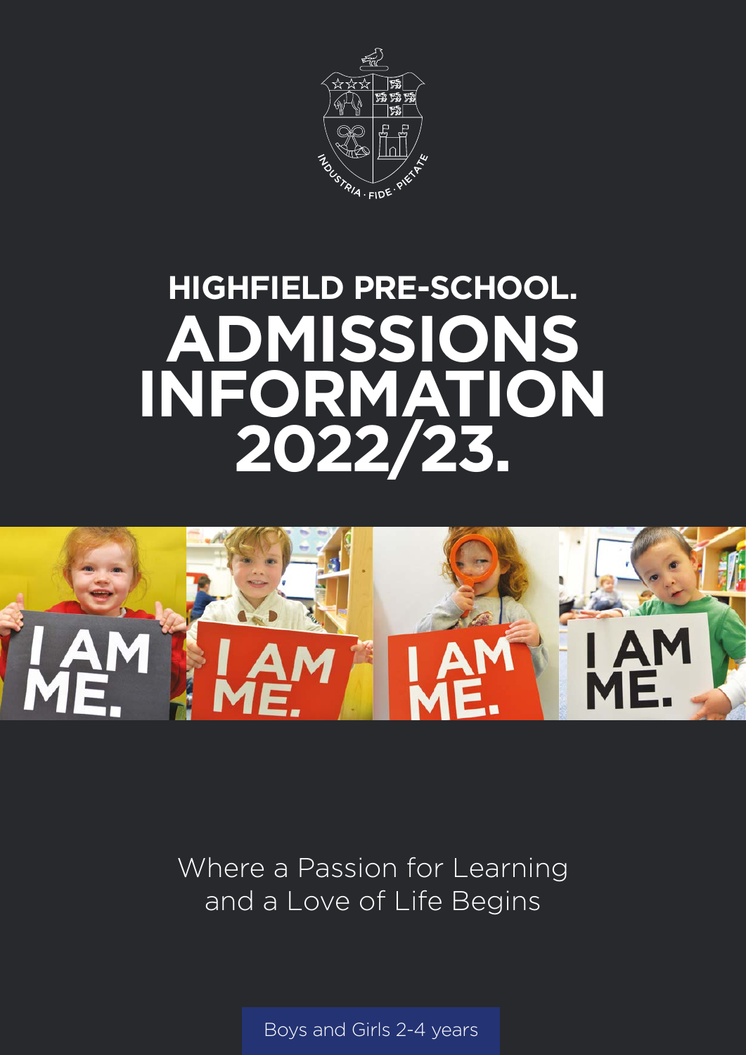INDUSTRIA · FIDE · PIETATE

# HIGHFIELD PRE-SCHOOL.

# ADMISSIONS INFORMATION 2022/23.

I AM ME.

I AM ME.

I AM ME.

I AM ME.

Where a Passion for Learning and a Love of Life Begins

Boys and Girls 2-4 years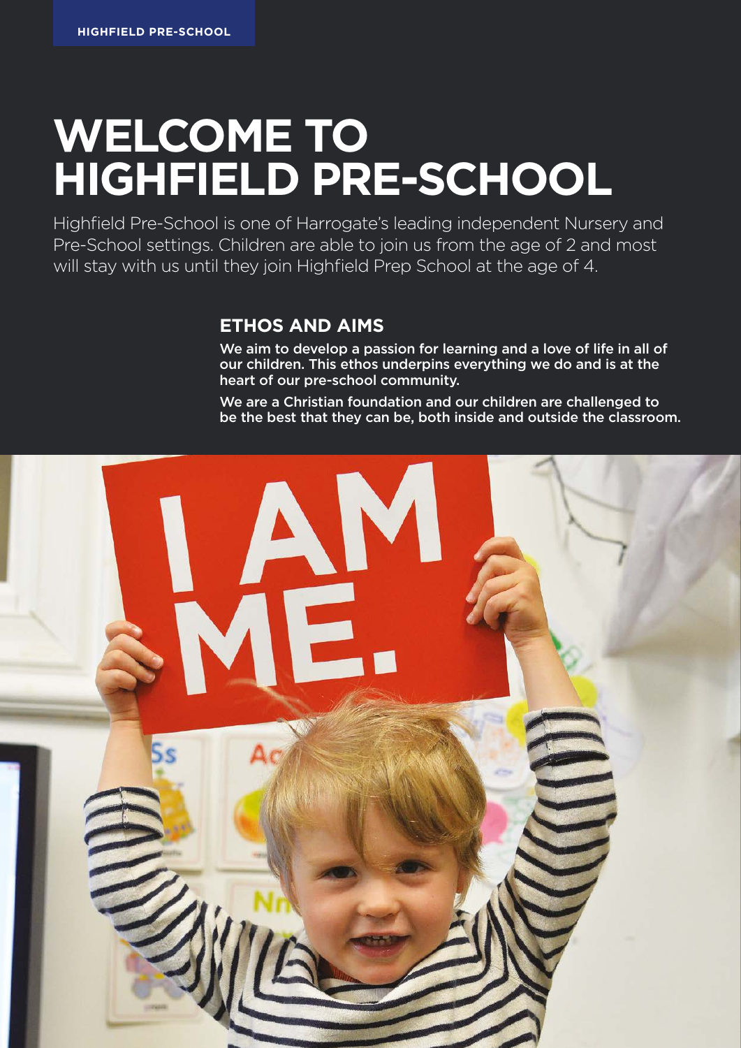# WELCOME TO HIGHFIELD PRE-SCHOOL

Highfield Pre-School is one of Harrogate's leading independent Nursery and Pre-School settings. Children are able to join us from the age of 2 and most will stay with us until they join Highfield Prep School at the age of 4.

## ETHOS AND AIMS

**We aim to develop a passion for learning and a love of life in all of our children. This ethos underpins everything we do and is at the heart of our pre-school community.**

**We are a Christian foundation and our children are challenged to be the best that they can be, both inside and outside the classroom.**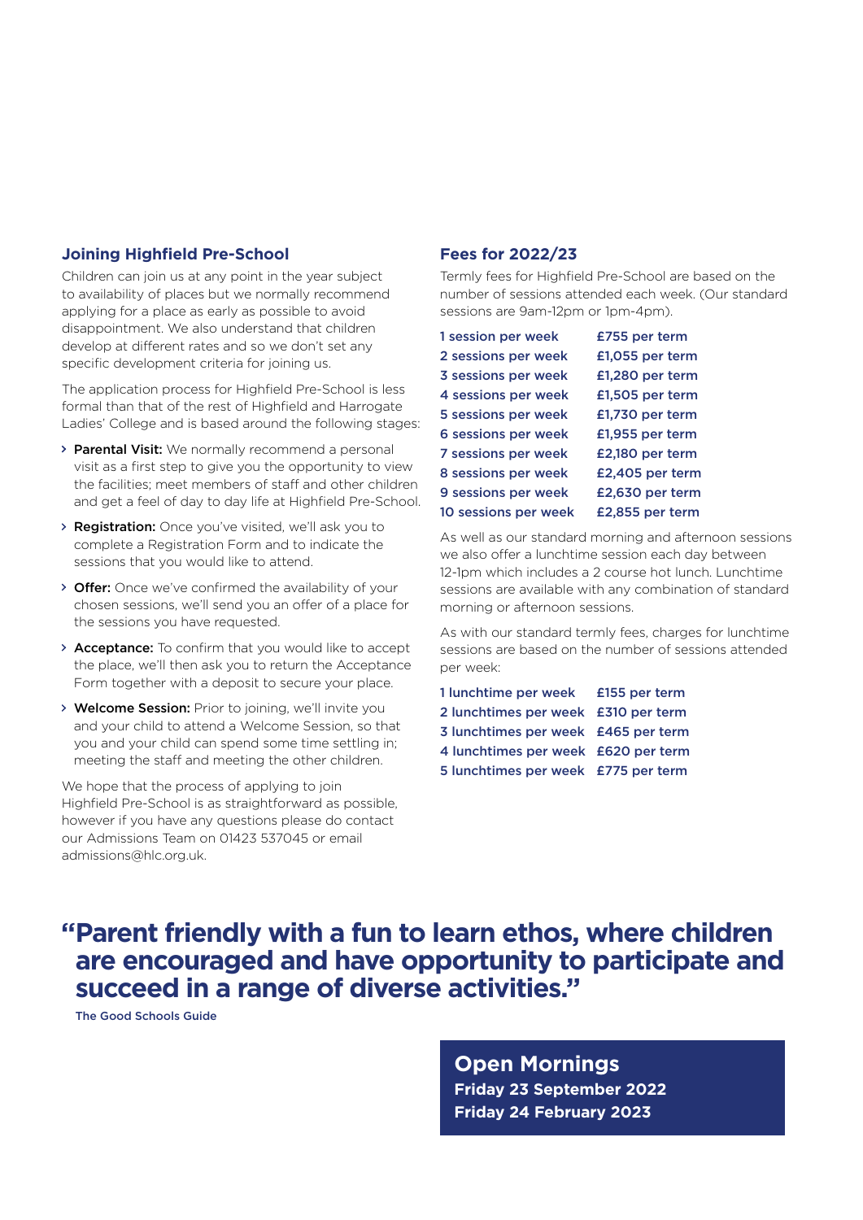## Joining Highfield Pre-School

Children can join us at any point in the year subject to availability of places but we normally recommend applying for a place as early as possible to avoid disappointment. We also understand that children develop at different rates and so we don't set any specific development criteria for joining us.

The application process for Highfield Pre-School is less formal than that of the rest of Highfield and Harrogate Ladies' College and is based around the following stages:

- **Parental Visit:** We normally recommend a personal visit as a first step to give you the opportunity to view the facilities; meet members of staff and other children and get a feel of day to day life at Highfield Pre-School.
- **Registration:** Once you've visited, we'll ask you to complete a Registration Form and to indicate the sessions that you would like to attend.
- **Offer:** Once we've confirmed the availability of your chosen sessions, we'll send you an offer of a place for the sessions you have requested.
- **Acceptance:** To confirm that you would like to accept the place, we'll then ask you to return the Acceptance Form together with a deposit to secure your place.
- **Welcome Session:** Prior to joining, we'll invite you and your child to attend a Welcome Session, so that you and your child can spend some time settling in; meeting the staff and meeting the other children.

We hope that the process of applying to join Highfield Pre-School is as straightforward as possible, however if you have any questions please do contact our Admissions Team on 01423 537045 or email admissions@hlc.org.uk.

## Fees for 2022/23

Termly fees for Highfield Pre-School are based on the number of sessions attended each week. (Our standard sessions are 9am-12pm or 1pm-4pm).

| Sessions | Fee |
| --- | --- |
| 1 session per week | £755 per term |
| 2 sessions per week | £1,055 per term |
| 3 sessions per week | £1,280 per term |
| 4 sessions per week | £1,505 per term |
| 5 sessions per week | £1,730 per term |
| 6 sessions per week | £1,955 per term |
| 7 sessions per week | £2,180 per term |
| 8 sessions per week | £2,405 per term |
| 9 sessions per week | £2,630 per term |
| 10 sessions per week | £2,855 per term |

As well as our standard morning and afternoon sessions we also offer a lunchtime session each day between 12-1pm which includes a 2 course hot lunch. Lunchtime sessions are available with any combination of standard morning or afternoon sessions.

As with our standard termly fees, charges for lunchtime sessions are based on the number of sessions attended per week:

| Lunchtimes | Fee |
| --- | --- |
| 1 lunchtime per week | £155 per term |
| 2 lunchtimes per week | £310 per term |
| 3 lunchtimes per week | £465 per term |
| 4 lunchtimes per week | £620 per term |
| 5 lunchtimes per week | £775 per term |

**"Parent friendly with a fun to learn ethos, where children are encouraged and have opportunity to participate and succeed in a range of diverse activities."**

The Good Schools Guide

## Open Mornings

**Friday 23 September 2022**
**Friday 24 February 2023**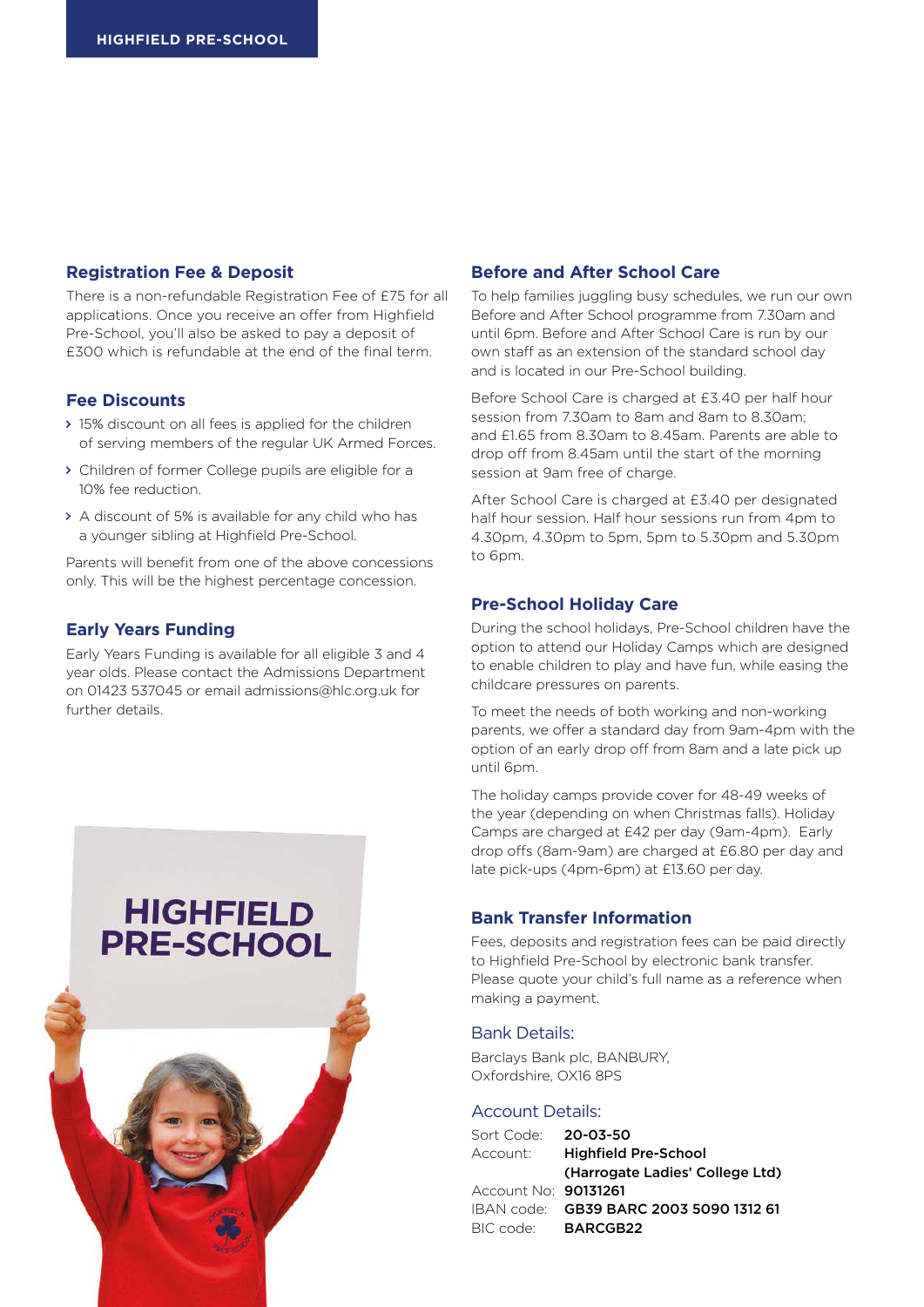## Registration Fee & Deposit

There is a non-refundable Registration Fee of £75 for all applications. Once you receive an offer from Highfield Pre-School, you'll also be asked to pay a deposit of £300 which is refundable at the end of the final term.

## Fee Discounts

- 15% discount on all fees is applied for the children of serving members of the regular UK Armed Forces.
- Children of former College pupils are eligible for a 10% fee reduction.
- A discount of 5% is available for any child who has a younger sibling at Highfield Pre-School.

Parents will benefit from one of the above concessions only. This will be the highest percentage concession.

## Early Years Funding

Early Years Funding is available for all eligible 3 and 4 year olds. Please contact the Admissions Department on 01423 537045 or email admissions@hlc.org.uk for further details.

## Before and After School Care

To help families juggling busy schedules, we run our own Before and After School programme from 7.30am and until 6pm. Before and After School Care is run by our own staff as an extension of the standard school day and is located in our Pre-School building.

Before School Care is charged at £3.40 per half hour session from 7.30am to 8am and 8am to 8.30am; and £1.65 from 8.30am to 8.45am. Parents are able to drop off from 8.45am until the start of the morning session at 9am free of charge.

After School Care is charged at £3.40 per designated half hour session. Half hour sessions run from 4pm to 4.30pm, 4.30pm to 5pm, 5pm to 5.30pm and 5.30pm to 6pm.

## Pre-School Holiday Care

During the school holidays, Pre-School children have the option to attend our Holiday Camps which are designed to enable children to play and have fun, while easing the childcare pressures on parents.

To meet the needs of both working and non-working parents, we offer a standard day from 9am-4pm with the option of an early drop off from 8am and a late pick up until 6pm.

The holiday camps provide cover for 48-49 weeks of the year (depending on when Christmas falls). Holiday Camps are charged at £42 per day (9am-4pm). Early drop offs (8am-9am) are charged at £6.80 per day and late pick-ups (4pm-6pm) at £13.60 per day.

## Bank Transfer Information

Fees, deposits and registration fees can be paid directly to Highfield Pre-School by electronic bank transfer. Please quote your child's full name as a reference when making a payment.

### Bank Details:

Barclays Bank plc, BANBURY,
Oxfordshire, OX16 8PS

### Account Details:

Sort Code: **20-03-50**
Account: **Highfield Pre-School (Harrogate Ladies' College Ltd)**
Account No: **90131261**
IBAN code: **GB39 BARC 2003 5090 1312 61**
BIC code: **BARCGB22**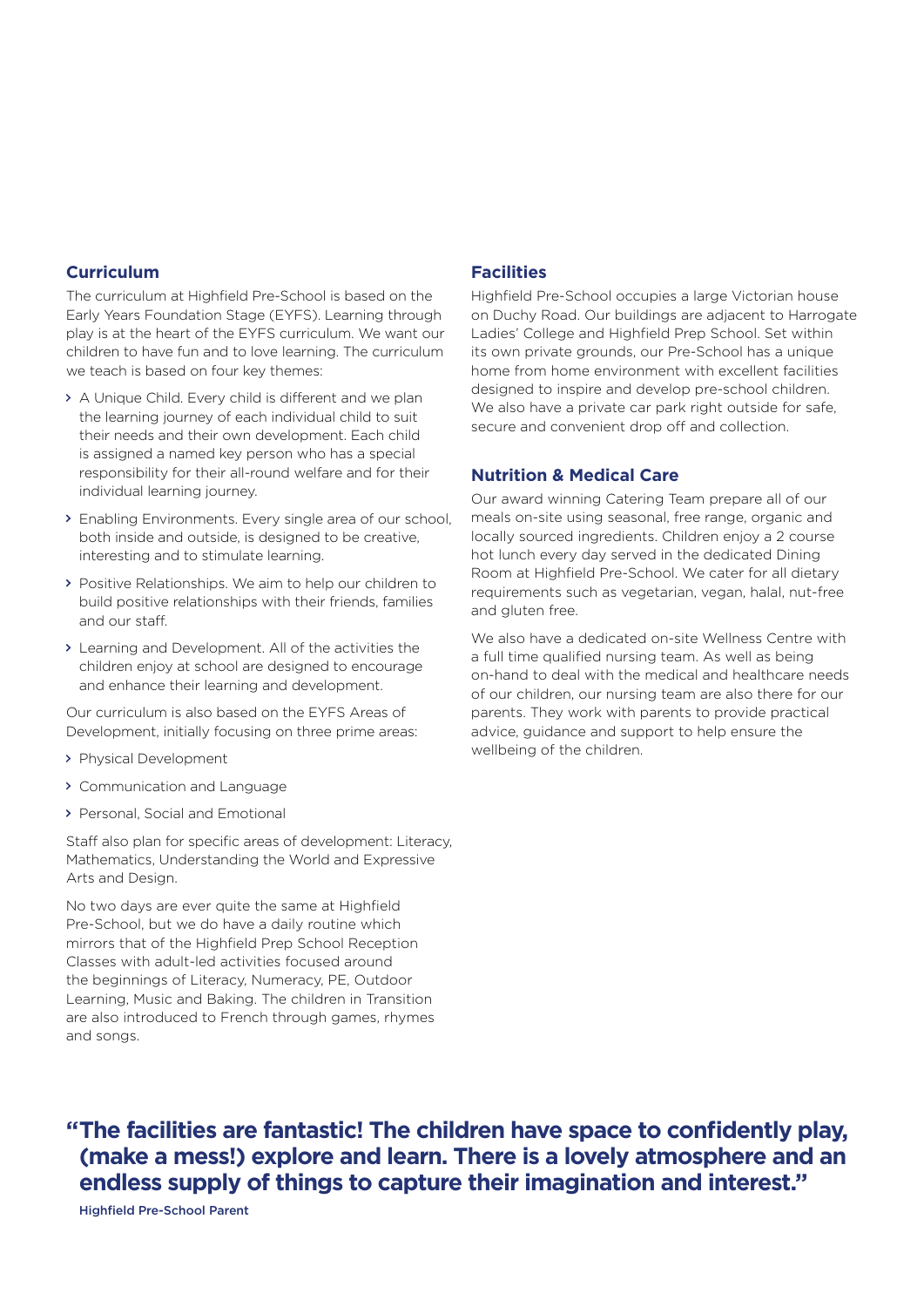## Curriculum

The curriculum at Highfield Pre-School is based on the Early Years Foundation Stage (EYFS). Learning through play is at the heart of the EYFS curriculum. We want our children to have fun and to love learning. The curriculum we teach is based on four key themes:

- A Unique Child. Every child is different and we plan the learning journey of each individual child to suit their needs and their own development. Each child is assigned a named key person who has a special responsibility for their all-round welfare and for their individual learning journey.
- Enabling Environments. Every single area of our school, both inside and outside, is designed to be creative, interesting and to stimulate learning.
- Positive Relationships. We aim to help our children to build positive relationships with their friends, families and our staff.
- Learning and Development. All of the activities the children enjoy at school are designed to encourage and enhance their learning and development.

Our curriculum is also based on the EYFS Areas of Development, initially focusing on three prime areas:

- Physical Development
- Communication and Language
- Personal, Social and Emotional

Staff also plan for specific areas of development: Literacy, Mathematics, Understanding the World and Expressive Arts and Design.

No two days are ever quite the same at Highfield Pre-School, but we do have a daily routine which mirrors that of the Highfield Prep School Reception Classes with adult-led activities focused around the beginnings of Literacy, Numeracy, PE, Outdoor Learning, Music and Baking. The children in Transition are also introduced to French through games, rhymes and songs.

## Facilities

Highfield Pre-School occupies a large Victorian house on Duchy Road. Our buildings are adjacent to Harrogate Ladies' College and Highfield Prep School. Set within its own private grounds, our Pre-School has a unique home from home environment with excellent facilities designed to inspire and develop pre-school children. We also have a private car park right outside for safe, secure and convenient drop off and collection.

## Nutrition & Medical Care

Our award winning Catering Team prepare all of our meals on-site using seasonal, free range, organic and locally sourced ingredients. Children enjoy a 2 course hot lunch every day served in the dedicated Dining Room at Highfield Pre-School. We cater for all dietary requirements such as vegetarian, vegan, halal, nut-free and gluten free.

We also have a dedicated on-site Wellness Centre with a full time qualified nursing team. As well as being on-hand to deal with the medical and healthcare needs of our children, our nursing team are also there for our parents. They work with parents to provide practical advice, guidance and support to help ensure the wellbeing of the children.

**"The facilities are fantastic! The children have space to confidently play, (make a mess!) explore and learn. There is a lovely atmosphere and an endless supply of things to capture their imagination and interest."**

Highfield Pre-School Parent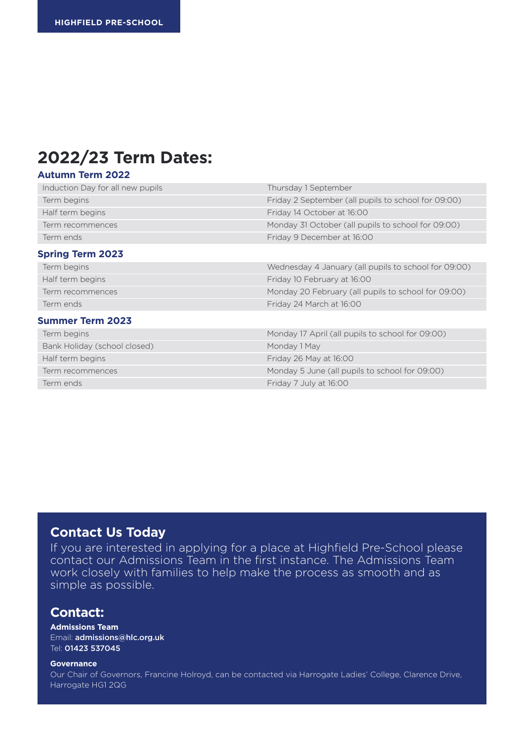# 2022/23 Term Dates:

## Autumn Term 2022

| | |
|---|---|
| Induction Day for all new pupils | Thursday 1 September |
| Term begins | Friday 2 September (all pupils to school for 09:00) |
| Half term begins | Friday 14 October at 16:00 |
| Term recommences | Monday 31 October (all pupils to school for 09:00) |
| Term ends | Friday 9 December at 16:00 |

## Spring Term 2023

| | |
|---|---|
| Term begins | Wednesday 4 January (all pupils to school for 09:00) |
| Half term begins | Friday 10 February at 16:00 |
| Term recommences | Monday 20 February (all pupils to school for 09:00) |
| Term ends | Friday 24 March at 16:00 |

## Summer Term 2023

| | |
|---|---|
| Term begins | Monday 17 April (all pupils to school for 09:00) |
| Bank Holiday (school closed) | Monday 1 May |
| Half term begins | Friday 26 May at 16:00 |
| Term recommences | Monday 5 June (all pupils to school for 09:00) |
| Term ends | Friday 7 July at 16:00 |

## Contact Us Today

If you are interested in applying for a place at Highfield Pre-School please contact our Admissions Team in the first instance. The Admissions Team work closely with families to help make the process as smooth and as simple as possible.

## Contact:

**Admissions Team**
Email: **admissions@hlc.org.uk**
Tel: **01423 537045**

**Governance**
Our Chair of Governors, Francine Holroyd, can be contacted via Harrogate Ladies' College, Clarence Drive, Harrogate HG1 2QG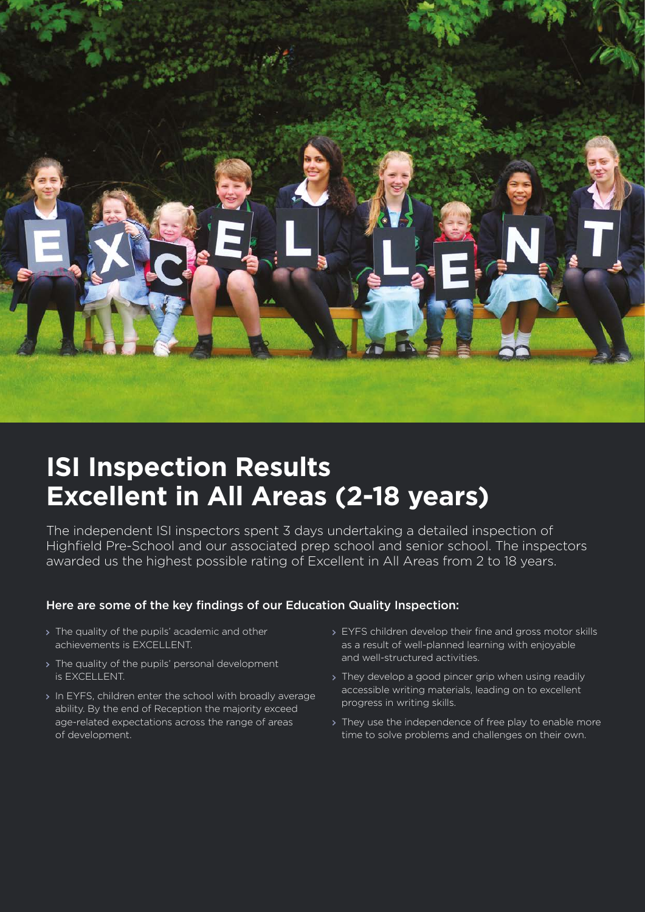# ISI Inspection Results Excellent in All Areas (2-18 years)

The independent ISI inspectors spent 3 days undertaking a detailed inspection of Highfield Pre-School and our associated prep school and senior school. The inspectors awarded us the highest possible rating of Excellent in All Areas from 2 to 18 years.

**Here are some of the key findings of our Education Quality Inspection:**

- The quality of the pupils' academic and other achievements is EXCELLENT.
- The quality of the pupils' personal development is EXCELLENT.
- In EYFS, children enter the school with broadly average ability. By the end of Reception the majority exceed age-related expectations across the range of areas of development.
- EYFS children develop their fine and gross motor skills as a result of well-planned learning with enjoyable and well-structured activities.
- They develop a good pincer grip when using readily accessible writing materials, leading on to excellent progress in writing skills.
- They use the independence of free play to enable more time to solve problems and challenges on their own.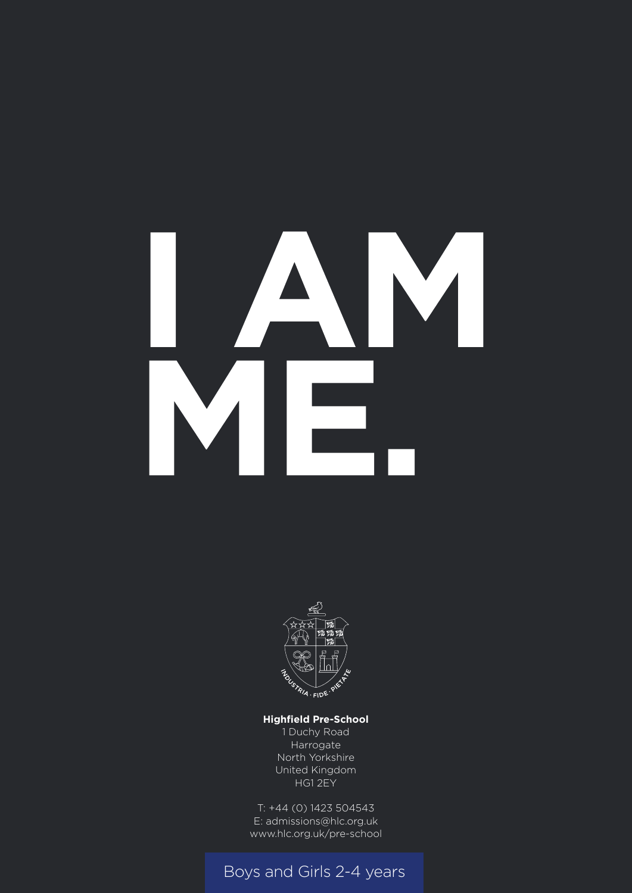# I AM ME.

INDUSTRIA · FIDE · PIETATE

**Highfield Pre-School**
1 Duchy Road
Harrogate
North Yorkshire
United Kingdom
HG1 2EY

T: +44 (0) 1423 504543
E: admissions@hlc.org.uk
www.hlc.org.uk/pre-school

Boys and Girls 2-4 years